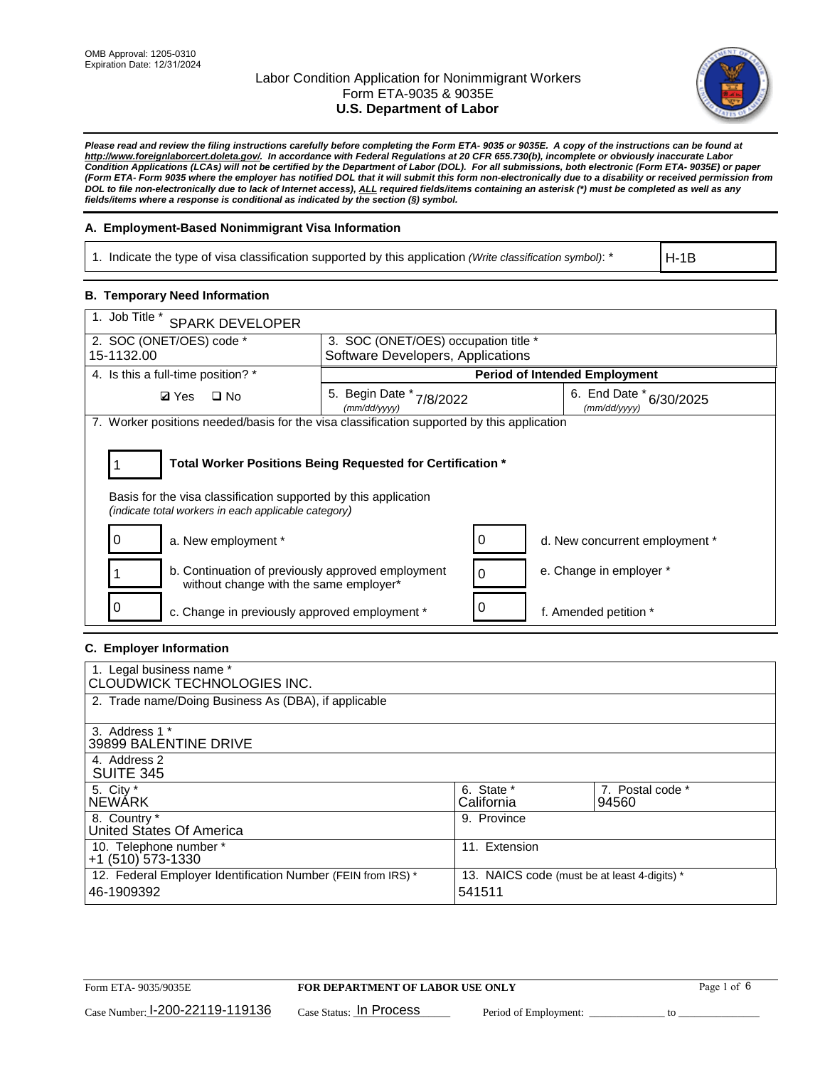OMB Approval: 1205-0310
Expiration Date: 12/31/2024

# Labor Condition Application for Nonimmigrant Workers
## Form ETA-9035 & 9035E
## U.S. Department of Labor

***Please read and review the filing instructions carefully before completing the Form ETA- 9035 or 9035E. A copy of the instructions can be found at http://www.foreignlaborcert.doleta.gov/. In accordance with Federal Regulations at 20 CFR 655.730(b), incomplete or obviously inaccurate Labor Condition Applications (LCAs) will not be certified by the Department of Labor (DOL). For all submissions, both electronic (Form ETA- 9035E) or paper (Form ETA- Form 9035 where the employer has notified DOL that it will submit this form non-electronically due to a disability or received permission from DOL to file non-electronically due to lack of Internet access), ALL required fields/items containing an asterisk (*) must be completed as well as any fields/items where a response is conditional as indicated by the section (§) symbol.***

### A. Employment-Based Nonimmigrant Visa Information

| 1. Indicate the type of visa classification supported by this application *(Write classification symbol)*: * | H-1B |
|---|---|

### B. Temporary Need Information

| 1. Job Title * SPARK DEVELOPER | | |
|---|---|---|
| 2. SOC (ONET/OES) code * 15-1132.00 | 3. SOC (ONET/OES) occupation title * Software Developers, Applications | |
| 4. Is this a full-time position? * | **Period of Intended Employment** | |
| ☑ Yes ☐ No | 5. Begin Date * (mm/dd/yyyy) 7/8/2022 | 6. End Date * (mm/dd/yyyy) 6/30/2025 |

7. Worker positions needed/basis for the visa classification supported by this application

| 1 | **Total Worker Positions Being Requested for Certification *** |
|---|---|

Basis for the visa classification supported by this application
*(indicate total workers in each applicable category)*

| | | | |
|---|---|---|---|
| 0 | a. New employment * | 0 | d. New concurrent employment * |
| 1 | b. Continuation of previously approved employment without change with the same employer* | 0 | e. Change in employer * |
| 0 | c. Change in previously approved employment * | 0 | f. Amended petition * |

### C. Employer Information

| | | |
|---|---|---|
| 1. Legal business name * CLOUDWICK TECHNOLOGIES INC. | | |
| 2. Trade name/Doing Business As (DBA), if applicable | | |
| 3. Address 1 * 39899 BALENTINE DRIVE | | |
| 4. Address 2 SUITE 345 | | |
| 5. City * NEWARK | 6. State * California | 7. Postal code * 94560 |
| 8. Country * United States Of America | 9. Province | |
| 10. Telephone number * +1 (510) 573-1330 | 11. Extension | |
| 12. Federal Employer Identification Number (FEIN from IRS) * 46-1909392 | 13. NAICS code (must be at least 4-digits) * 541511 | |

Form ETA- 9035/9035E | **FOR DEPARTMENT OF LABOR USE ONLY**

Case Number: I-200-22119-119136 Case Status: In Process Period of Employment: _____________ to _____________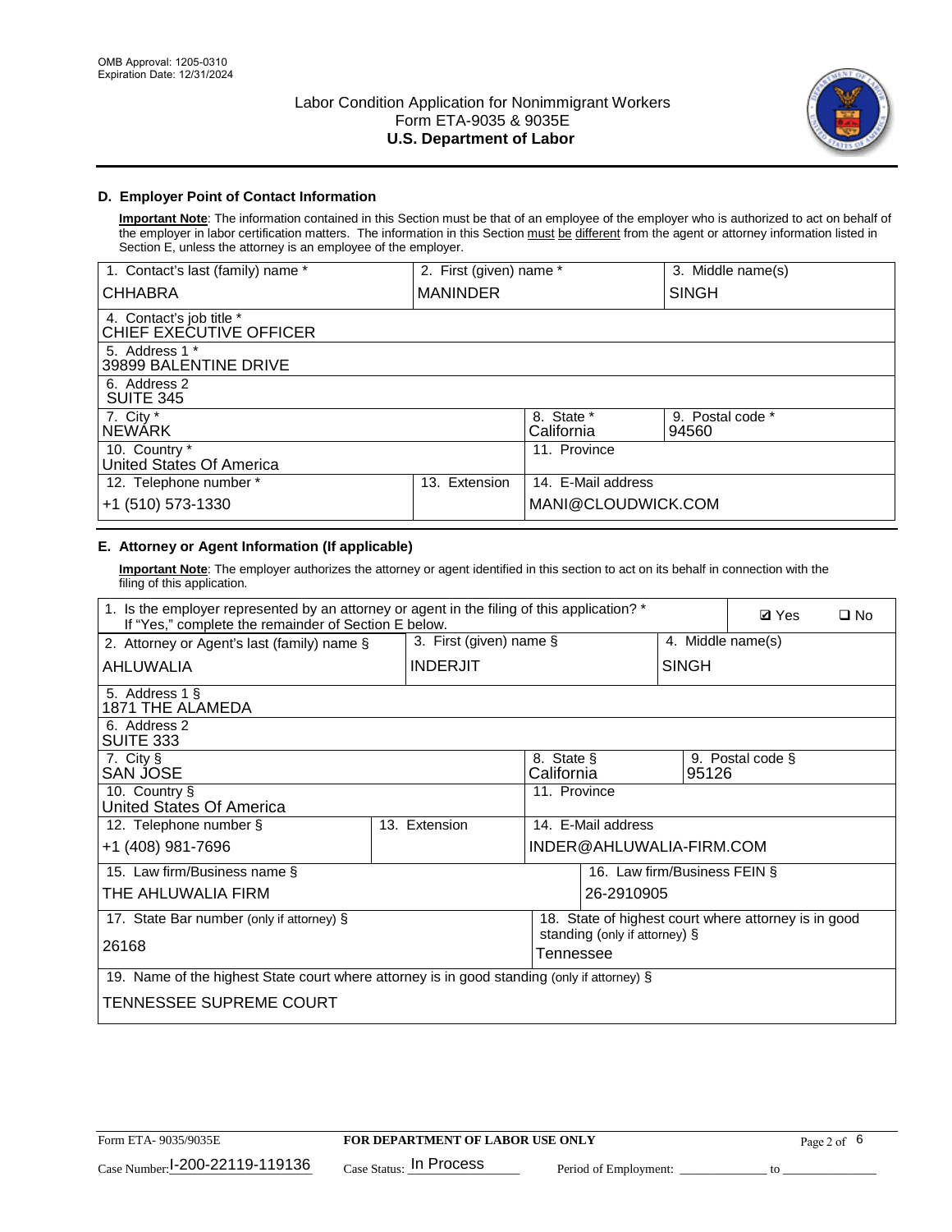OMB Approval: 1205-0310
Expiration Date: 12/31/2024

# Labor Condition Application for Nonimmigrant Workers
Form ETA-9035 & 9035E
**U.S. Department of Labor**

## D. Employer Point of Contact Information

**Important Note**: The information contained in this Section must be that of an employee of the employer who is authorized to act on behalf of the employer in labor certification matters. The information in this Section must be different from the agent or attorney information listed in Section E, unless the attorney is an employee of the employer.

| 1. Contact's last (family) name * | 2. First (given) name * | 3. Middle name(s) |
|---|---|---|
| CHHABRA | MANINDER | SINGH |
| 4. Contact's job title * CHIEF EXECUTIVE OFFICER | | |
| 5. Address 1 * 39899 BALENTINE DRIVE | | |
| 6. Address 2 SUITE 345 | | |
| 7. City * NEWARK | 8. State * California | 9. Postal code * 94560 |
| 10. Country * United States Of America | 11. Province | |
| 12. Telephone number * +1 (510) 573-1330 | 13. Extension | 14. E-Mail address MANI@CLOUDWICK.COM |

## E. Attorney or Agent Information (If applicable)

**Important Note**: The employer authorizes the attorney or agent identified in this section to act on its behalf in connection with the filing of this application.

| 1. Is the employer represented by an attorney or agent in the filing of this application? * If "Yes," complete the remainder of Section E below. | ☑ Yes | ☐ No |
|---|---|---|
| 2. Attorney or Agent's last (family) name § AHLUWALIA | 3. First (given) name § INDERJIT | 4. Middle name(s) SINGH |
| 5. Address 1 § 1871 THE ALAMEDA | | |
| 6. Address 2 SUITE 333 | | |
| 7. City § SAN JOSE | 8. State § California | 9. Postal code § 95126 |
| 10. Country § United States Of America | 11. Province | |
| 12. Telephone number § +1 (408) 981-7696 | 13. Extension | 14. E-Mail address INDER@AHLUWALIA-FIRM.COM |
| 15. Law firm/Business name § THE AHLUWALIA FIRM | | 16. Law firm/Business FEIN § 26-2910905 |
| 17. State Bar number (only if attorney) § 26168 | | 18. State of highest court where attorney is in good standing (only if attorney) § Tennessee |
| 19. Name of the highest State court where attorney is in good standing (only if attorney) § TENNESSEE SUPREME COURT | | |

Form ETA- 9035/9035E | **FOR DEPARTMENT OF LABOR USE ONLY**

Case Number: I-200-22119-119136 Case Status: In Process Period of Employment: ____________ to ______________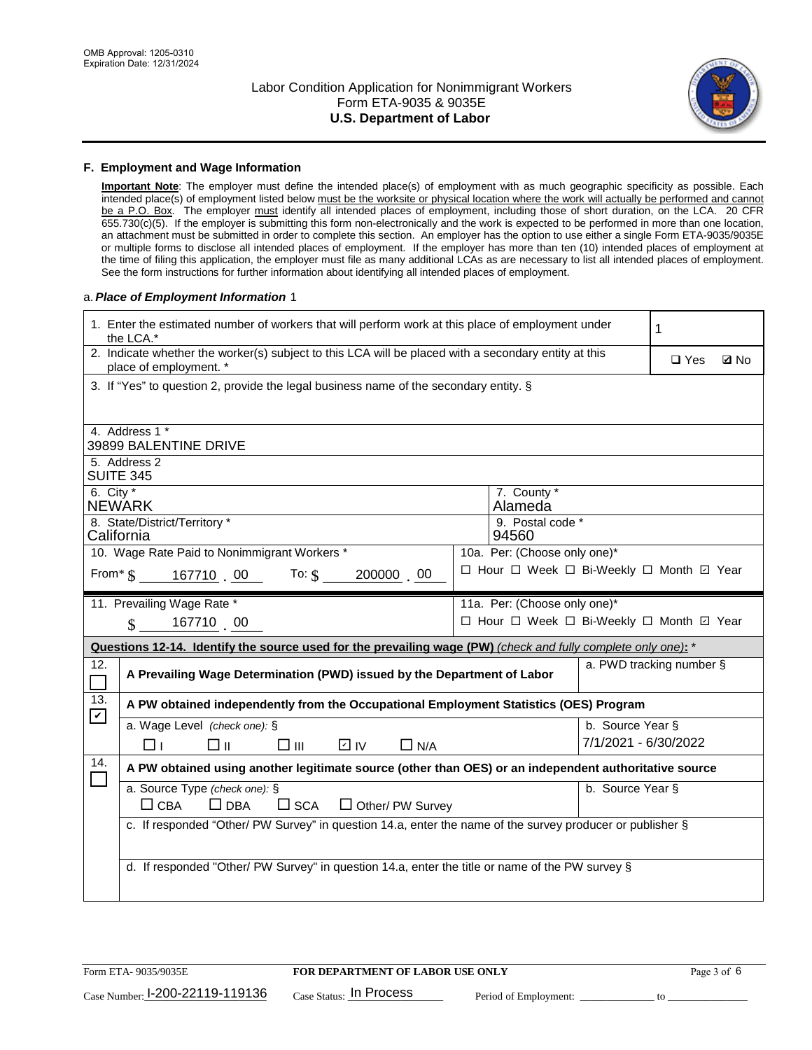## F. Employment and Wage Information

**Important Note**: The employer must define the intended place(s) of employment with as much geographic specificity as possible. Each intended place(s) of employment listed below must be the worksite or physical location where the work will actually be performed and cannot be a P.O. Box. The employer must identify all intended places of employment, including those of short duration, on the LCA. 20 CFR 655.730(c)(5). If the employer is submitting this form non-electronically and the work is expected to be performed in more than one location, an attachment must be submitted in order to complete this section. An employer has the option to use either a single Form ETA-9035/9035E or multiple forms to disclose all intended places of employment. If the employer has more than ten (10) intended places of employment at the time of filing this application, the employer must file as many additional LCAs as are necessary to list all intended places of employment. See the form instructions for further information about identifying all intended places of employment.

a. *Place of Employment Information* 1

| | |
|---|---|
| 1. Enter the estimated number of workers that will perform work at this place of employment under the LCA.* | 1 |
| 2. Indicate whether the worker(s) subject to this LCA will be placed with a secondary entity at this place of employment. * | ☐ Yes ☑ No |
| 3. If "Yes" to question 2, provide the legal business name of the secondary entity. § | |
| 4. Address 1 * 39899 BALENTINE DRIVE | |
| 5. Address 2 SUITE 345 | |
| 6. City * NEWARK | 7. County * Alameda |
| 8. State/District/Territory * California | 9. Postal code * 94560 |
| 10. Wage Rate Paid to Nonimmigrant Workers * From* $ 167710 . 00 To: $ 200000 . 00 | 10a. Per: (Choose only one)* ☐ Hour ☐ Week ☐ Bi-Weekly ☐ Month ☑ Year |
| 11. Prevailing Wage Rate * $ 167710 . 00 | 11a. Per: (Choose only one)* ☐ Hour ☐ Week ☐ Bi-Weekly ☐ Month ☑ Year |

**Questions 12-14. Identify the source used for the prevailing wage (PW)** *(check and fully complete only one)*: *

| | | |
|---|---|---|
| 12. ☐ | A Prevailing Wage Determination (PWD) issued by the Department of Labor | a. PWD tracking number § |
| 13. ☑ | A PW obtained independently from the Occupational Employment Statistics (OES) Program | |
| | a. Wage Level *(check one)*: § ☐ I ☐ II ☐ III ☑ IV ☐ N/A | b. Source Year § 7/1/2021 - 6/30/2022 |
| 14. ☐ | A PW obtained using another legitimate source (other than OES) or an independent authoritative source | |
| | a. Source Type *(check one)*: § ☐ CBA ☐ DBA ☐ SCA ☐ Other/ PW Survey | b. Source Year § |
| | c. If responded "Other/ PW Survey" in question 14.a, enter the name of the survey producer or publisher § | |
| | d. If responded "Other/ PW Survey" in question 14.a, enter the title or name of the PW survey § | |

Form ETA- 9035/9035E | **FOR DEPARTMENT OF LABOR USE ONLY**

Case Number: I-200-22119-119136 Case Status: In Process Period of Employment: _____________ to _____________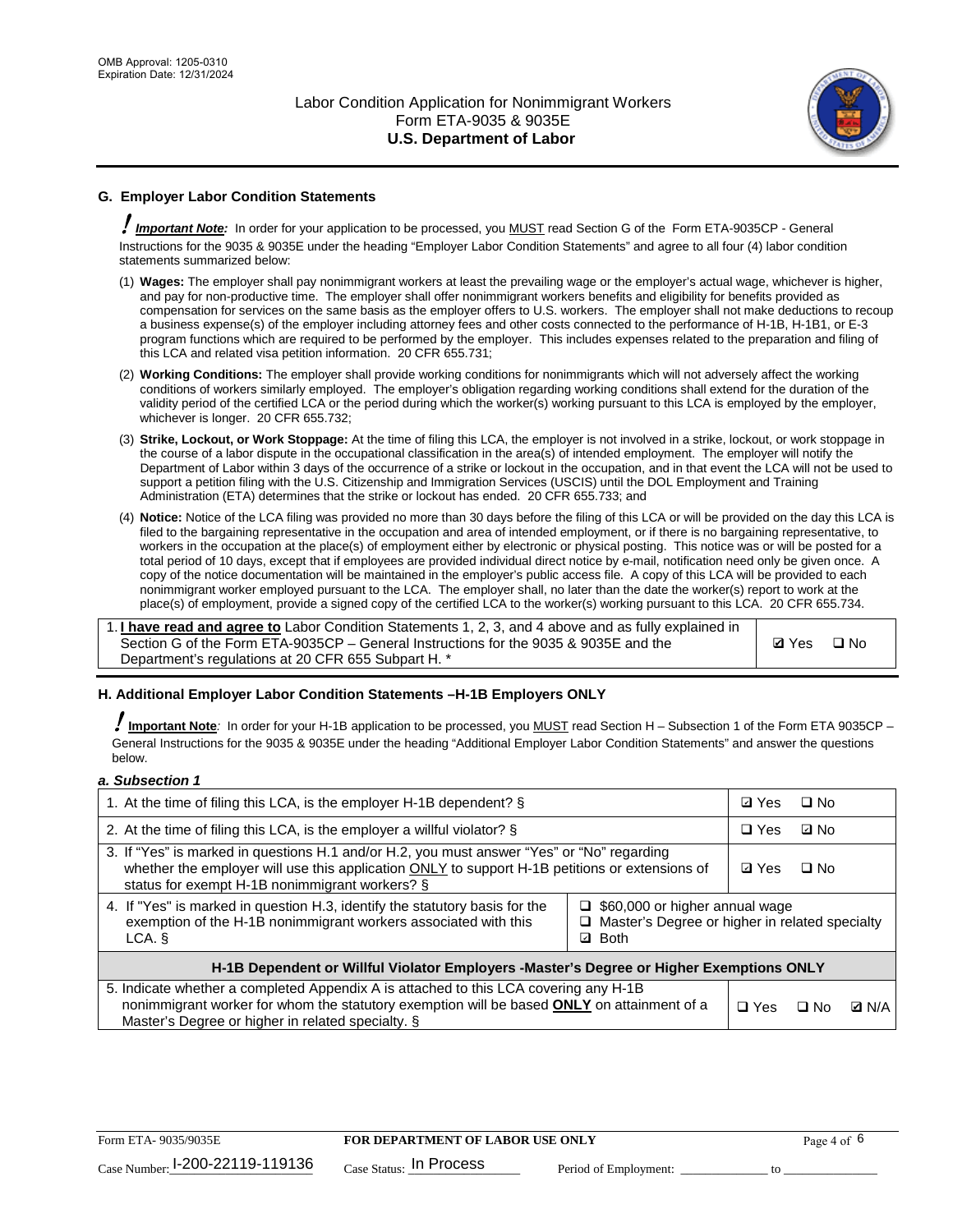## G. Employer Labor Condition Statements

! ***Important Note:*** In order for your application to be processed, you MUST read Section G of the Form ETA-9035CP - General Instructions for the 9035 & 9035E under the heading "Employer Labor Condition Statements" and agree to all four (4) labor condition statements summarized below:

(1) **Wages:** The employer shall pay nonimmigrant workers at least the prevailing wage or the employer's actual wage, whichever is higher, and pay for non-productive time. The employer shall offer nonimmigrant workers benefits and eligibility for benefits provided as compensation for services on the same basis as the employer offers to U.S. workers. The employer shall not make deductions to recoup a business expense(s) of the employer including attorney fees and other costs connected to the performance of H-1B, H-1B1, or E-3 program functions which are required to be performed by the employer. This includes expenses related to the preparation and filing of this LCA and related visa petition information. 20 CFR 655.731;

(2) **Working Conditions:** The employer shall provide working conditions for nonimmigrants which will not adversely affect the working conditions of workers similarly employed. The employer's obligation regarding working conditions shall extend for the duration of the validity period of the certified LCA or the period during which the worker(s) working pursuant to this LCA is employed by the employer, whichever is longer. 20 CFR 655.732;

(3) **Strike, Lockout, or Work Stoppage:** At the time of filing this LCA, the employer is not involved in a strike, lockout, or work stoppage in the course of a labor dispute in the occupational classification in the area(s) of intended employment. The employer will notify the Department of Labor within 3 days of the occurrence of a strike or lockout in the occupation, and in that event the LCA will not be used to support a petition filing with the U.S. Citizenship and Immigration Services (USCIS) until the DOL Employment and Training Administration (ETA) determines that the strike or lockout has ended. 20 CFR 655.733; and

(4) **Notice:** Notice of the LCA filing was provided no more than 30 days before the filing of this LCA or will be provided on the day this LCA is filed to the bargaining representative in the occupation and area of intended employment, or if there is no bargaining representative, to workers in the occupation at the place(s) of employment either by electronic or physical posting. This notice was or will be posted for a total period of 10 days, except that if employees are provided individual direct notice by e-mail, notification need only be given once. A copy of the notice documentation will be maintained in the employer's public access file. A copy of this LCA will be provided to each nonimmigrant worker employed pursuant to the LCA. The employer shall, no later than the date the worker(s) report to work at the place(s) of employment, provide a signed copy of the certified LCA to the worker(s) working pursuant to this LCA. 20 CFR 655.734.

| | |
|---|---|
| 1. **I have read and agree to** Labor Condition Statements 1, 2, 3, and 4 above and as fully explained in Section G of the Form ETA-9035CP – General Instructions for the 9035 & 9035E and the Department's regulations at 20 CFR 655 Subpart H. * | ☑ Yes ☐ No |

## H. Additional Employer Labor Condition Statements –H-1B Employers ONLY

! **Important Note**: In order for your H-1B application to be processed, you MUST read Section H – Subsection 1 of the Form ETA 9035CP – General Instructions for the 9035 & 9035E under the heading "Additional Employer Labor Condition Statements" and answer the questions below.

***a. Subsection 1***

| | | |
|---|---|---|
| 1. At the time of filing this LCA, is the employer H-1B dependent? § | | ☑ Yes ☐ No |
| 2. At the time of filing this LCA, is the employer a willful violator? § | | ☐ Yes ☑ No |
| 3. If "Yes" is marked in questions H.1 and/or H.2, you must answer "Yes" or "No" regarding whether the employer will use this application ONLY to support H-1B petitions or extensions of status for exempt H-1B nonimmigrant workers? § | | ☑ Yes ☐ No |
| 4. If "Yes" is marked in question H.3, identify the statutory basis for the exemption of the H-1B nonimmigrant workers associated with this LCA. § | ☐ $60,000 or higher annual wage<br>☐ Master's Degree or higher in related specialty<br>☑ Both | |
| **H-1B Dependent or Willful Violator Employers -Master's Degree or Higher Exemptions ONLY** | | |
| 5. Indicate whether a completed Appendix A is attached to this LCA covering any H-1B nonimmigrant worker for whom the statutory exemption will be based **ONLY** on attainment of a Master's Degree or higher in related specialty. § | | ☐ Yes ☐ No ☑ N/A |

Form ETA- 9035/9035E | **FOR DEPARTMENT OF LABOR USE ONLY**

Case Number: I-200-22119-119136 Case Status: In Process Period of Employment: _____________ to _____________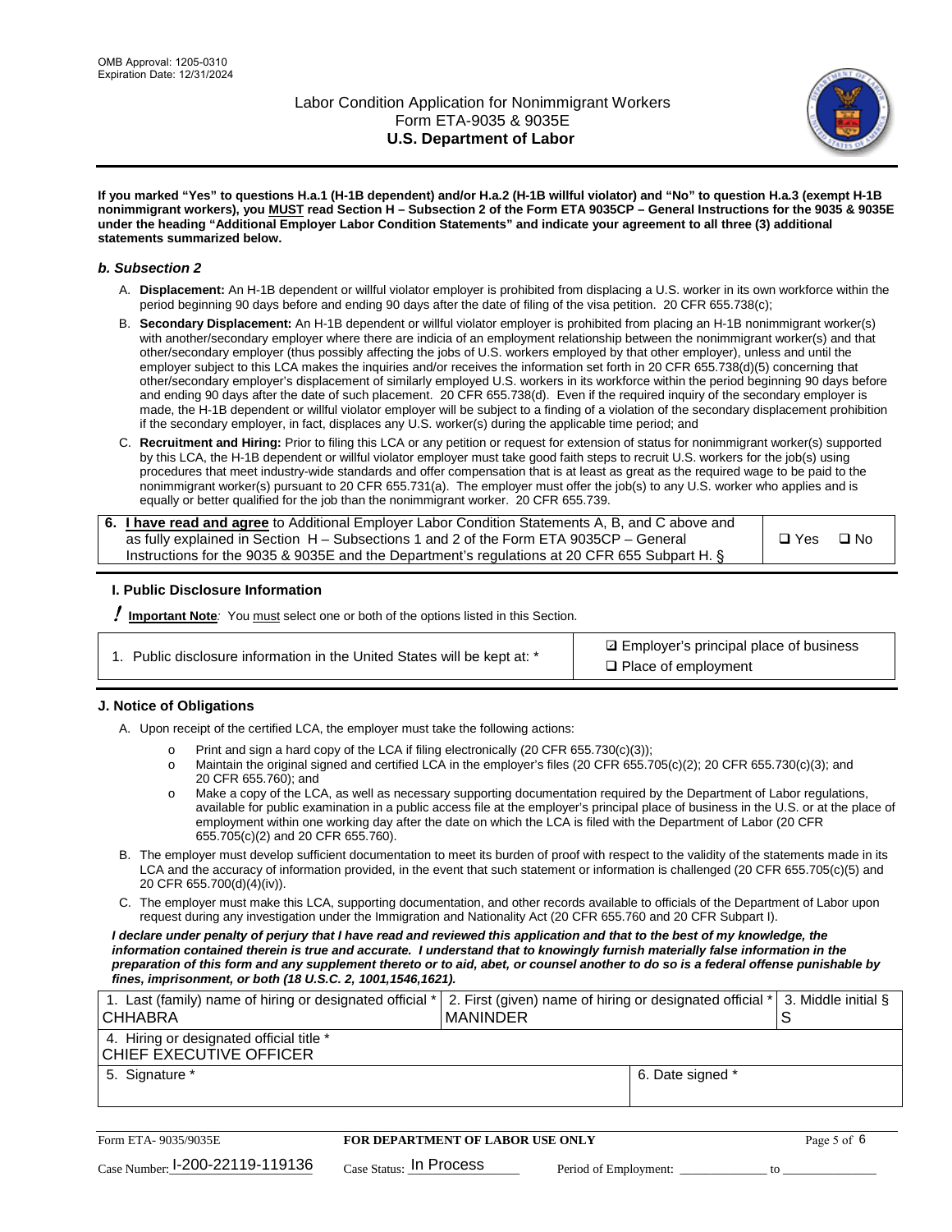If you marked "Yes" to questions H.a.1 (H-1B dependent) and/or H.a.2 (H-1B willful violator) and "No" to question H.a.3 (exempt H-1B nonimmigrant workers), you MUST read Section H – Subsection 2 of the Form ETA 9035CP – General Instructions for the 9035 & 9035E under the heading "Additional Employer Labor Condition Statements" and indicate your agreement to all three (3) additional statements summarized below.

### b. Subsection 2

A. **Displacement:** An H-1B dependent or willful violator employer is prohibited from displacing a U.S. worker in its own workforce within the period beginning 90 days before and ending 90 days after the date of filing of the visa petition. 20 CFR 655.738(c);

B. **Secondary Displacement:** An H-1B dependent or willful violator employer is prohibited from placing an H-1B nonimmigrant worker(s) with another/secondary employer where there are indicia of an employment relationship between the nonimmigrant worker(s) and that other/secondary employer (thus possibly affecting the jobs of U.S. workers employed by that other employer), unless and until the employer subject to this LCA makes the inquiries and/or receives the information set forth in 20 CFR 655.738(d)(5) concerning that other/secondary employer's displacement of similarly employed U.S. workers in its workforce within the period beginning 90 days before and ending 90 days after the date of such placement. 20 CFR 655.738(d). Even if the required inquiry of the secondary employer is made, the H-1B dependent or willful violator employer will be subject to a finding of a violation of the secondary displacement prohibition if the secondary employer, in fact, displaces any U.S. worker(s) during the applicable time period; and

C. **Recruitment and Hiring:** Prior to filing this LCA or any petition or request for extension of status for nonimmigrant worker(s) supported by this LCA, the H-1B dependent or willful violator employer must take good faith steps to recruit U.S. workers for the job(s) using procedures that meet industry-wide standards and offer compensation that is at least as great as the required wage to be paid to the nonimmigrant worker(s) pursuant to 20 CFR 655.731(a). The employer must offer the job(s) to any U.S. worker who applies and is equally or better qualified for the job than the nonimmigrant worker. 20 CFR 655.739.

| 6. **I have read and agree** to Additional Employer Labor Condition Statements A, B, and C above and as fully explained in Section H – Subsections 1 and 2 of the Form ETA 9035CP – General Instructions for the 9035 & 9035E and the Department's regulations at 20 CFR 655 Subpart H. § | ❑ Yes ❑ No |
|---|---|

## I. Public Disclosure Information

**! Important Note:** You must select one or both of the options listed in this Section.

| 1. Public disclosure information in the United States will be kept at: * | ☑ Employer's principal place of business<br>❑ Place of employment |
|---|---|

## J. Notice of Obligations

A. Upon receipt of the certified LCA, the employer must take the following actions:

- Print and sign a hard copy of the LCA if filing electronically (20 CFR 655.730(c)(3));
- Maintain the original signed and certified LCA in the employer's files (20 CFR 655.705(c)(2); 20 CFR 655.730(c)(3); and 20 CFR 655.760); and
- Make a copy of the LCA, as well as necessary supporting documentation required by the Department of Labor regulations, available for public examination in a public access file at the employer's principal place of business in the U.S. or at the place of employment within one working day after the date on which the LCA is filed with the Department of Labor (20 CFR 655.705(c)(2) and 20 CFR 655.760).

B. The employer must develop sufficient documentation to meet its burden of proof with respect to the validity of the statements made in its LCA and the accuracy of information provided, in the event that such statement or information is challenged (20 CFR 655.705(c)(5) and 20 CFR 655.700(d)(4)(iv)).

C. The employer must make this LCA, supporting documentation, and other records available to officials of the Department of Labor upon request during any investigation under the Immigration and Nationality Act (20 CFR 655.760 and 20 CFR Subpart I).

***I declare under penalty of perjury that I have read and reviewed this application and that to the best of my knowledge, the information contained therein is true and accurate. I understand that to knowingly furnish materially false information in the preparation of this form and any supplement thereto or to aid, abet, or counsel another to do so is a federal offense punishable by fines, imprisonment, or both (18 U.S.C. 2, 1001,1546,1621).***

| 1. Last (family) name of hiring or designated official *<br>CHHABRA | 2. First (given) name of hiring or designated official *<br>MANINDER | 3. Middle initial §<br>S |
|---|---|---|
| 4. Hiring or designated official title *<br>CHIEF EXECUTIVE OFFICER | | |
| 5. Signature * | 6. Date signed * | |

Form ETA- 9035/9035E — **FOR DEPARTMENT OF LABOR USE ONLY**

Case Number: I-200-22119-119136 Case Status: In Process Period of Employment: _____________ to _____________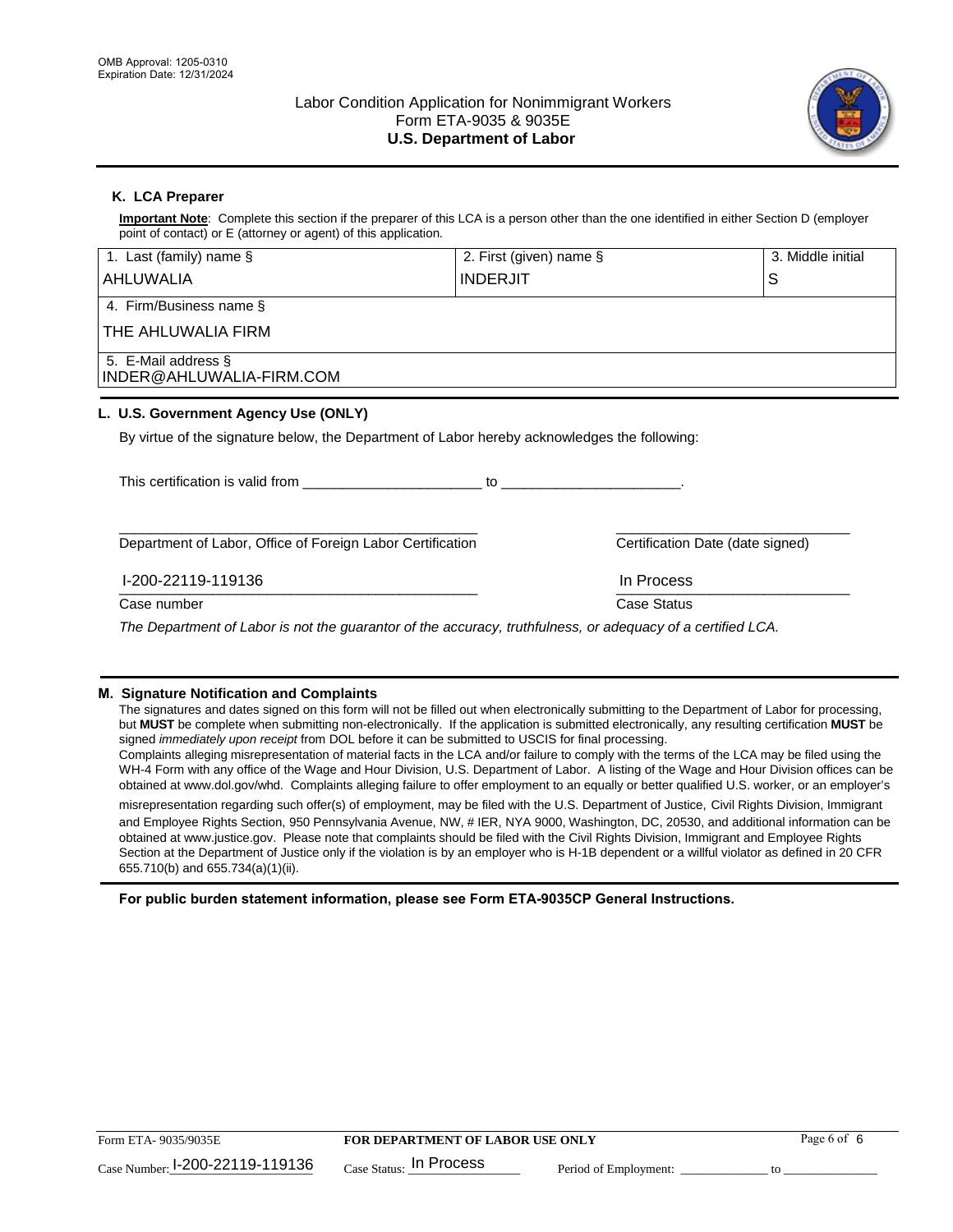OMB Approval: 1205-0310
Expiration Date: 12/31/2024

# Labor Condition Application for Nonimmigrant Workers
## Form ETA-9035 & 9035E
## **U.S. Department of Labor**

### K. LCA Preparer

**Important Note**: Complete this section if the preparer of this LCA is a person other than the one identified in either Section D (employer point of contact) or E (attorney or agent) of this application.

| 1. Last (family) name § | 2. First (given) name § | 3. Middle initial |
|---|---|---|
| AHLUWALIA | INDERJIT | S |
| 4. Firm/Business name § | | |
| THE AHLUWALIA FIRM | | |
| 5. E-Mail address § | | |
| INDER@AHLUWALIA-FIRM.COM | | |

### L. U.S. Government Agency Use (ONLY)

By virtue of the signature below, the Department of Labor hereby acknowledges the following:

This certification is valid from _______________________ to _______________________.

_______________________________________________ Department of Labor, Office of Foreign Labor Certification

_______________________________ Certification Date (date signed)

I-200-22119-119136
Case number

In Process
Case Status

*The Department of Labor is not the guarantor of the accuracy, truthfulness, or adequacy of a certified LCA.*

### M. Signature Notification and Complaints

The signatures and dates signed on this form will not be filled out when electronically submitting to the Department of Labor for processing, but **MUST** be complete when submitting non-electronically. If the application is submitted electronically, any resulting certification **MUST** be signed *immediately upon receipt* from DOL before it can be submitted to USCIS for final processing.

Complaints alleging misrepresentation of material facts in the LCA and/or failure to comply with the terms of the LCA may be filed using the WH-4 Form with any office of the Wage and Hour Division, U.S. Department of Labor. A listing of the Wage and Hour Division offices can be obtained at www.dol.gov/whd. Complaints alleging failure to offer employment to an equally or better qualified U.S. worker, or an employer's misrepresentation regarding such offer(s) of employment, may be filed with the U.S. Department of Justice, Civil Rights Division, Immigrant and Employee Rights Section, 950 Pennsylvania Avenue, NW, # IER, NYA 9000, Washington, DC, 20530, and additional information can be obtained at www.justice.gov. Please note that complaints should be filed with the Civil Rights Division, Immigrant and Employee Rights Section at the Department of Justice only if the violation is by an employer who is H-1B dependent or a willful violator as defined in 20 CFR 655.710(b) and 655.734(a)(1)(ii).

**For public burden statement information, please see Form ETA-9035CP General Instructions.**

Form ETA- 9035/9035E — **FOR DEPARTMENT OF LABOR USE ONLY**

Case Number: I-200-22119-119136 Case Status: In Process Period of Employment: _____________ to _____________